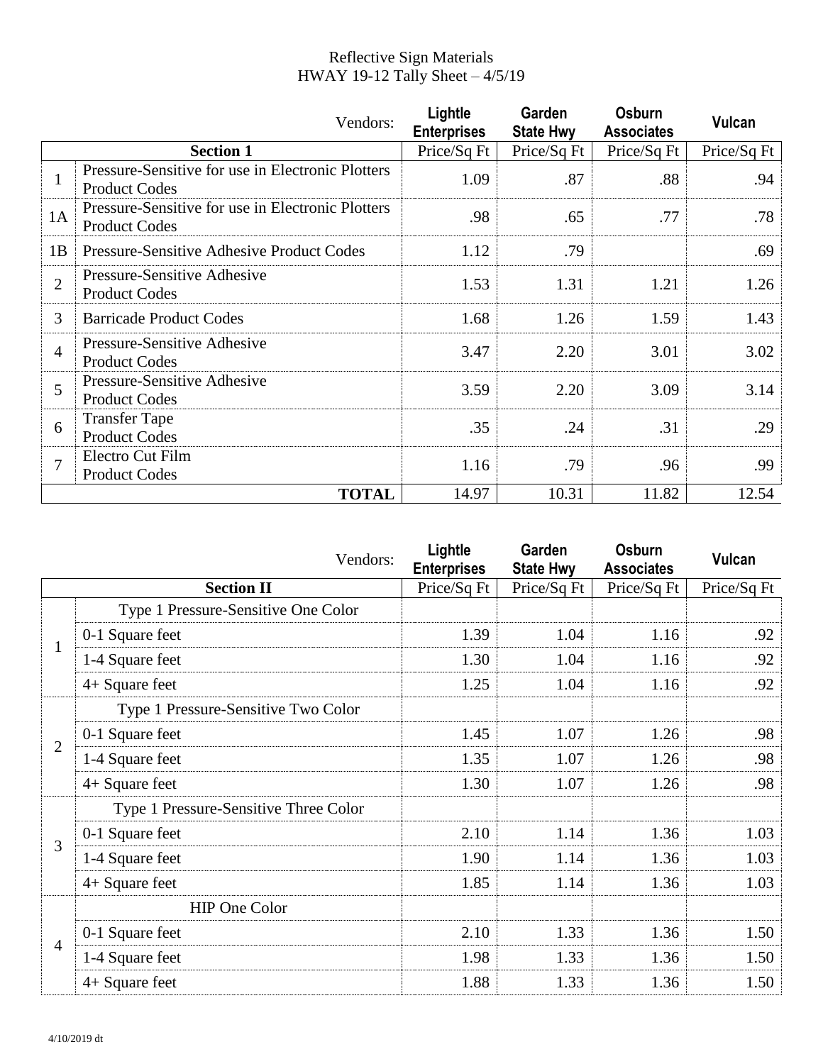Reflective Sign Materials
HWAY 19-12 Tally Sheet – 4/5/19

| | Vendors: | Lightle Enterprises | Garden State Hwy | Osburn Associates | Vulcan |
|---|---|---|---|---|---|
| | **Section 1** | Price/Sq Ft | Price/Sq Ft | Price/Sq Ft | Price/Sq Ft |
| 1 | Pressure-Sensitive for use in Electronic Plotters Product Codes | 1.09 | .87 | .88 | .94 |
| 1A | Pressure-Sensitive for use in Electronic Plotters Product Codes | .98 | .65 | .77 | .78 |
| 1B | Pressure-Sensitive Adhesive Product Codes | 1.12 | .79 | | .69 |
| 2 | Pressure-Sensitive Adhesive Product Codes | 1.53 | 1.31 | 1.21 | 1.26 |
| 3 | Barricade Product Codes | 1.68 | 1.26 | 1.59 | 1.43 |
| 4 | Pressure-Sensitive Adhesive Product Codes | 3.47 | 2.20 | 3.01 | 3.02 |
| 5 | Pressure-Sensitive Adhesive Product Codes | 3.59 | 2.20 | 3.09 | 3.14 |
| 6 | Transfer Tape Product Codes | .35 | .24 | .31 | .29 |
| 7 | Electro Cut Film Product Codes | 1.16 | .79 | .96 | .99 |
| | **TOTAL** | 14.97 | 10.31 | 11.82 | 12.54 |

| | Vendors: | Lightle Enterprises | Garden State Hwy | Osburn Associates | Vulcan |
|---|---|---|---|---|---|
| | **Section II** | Price/Sq Ft | Price/Sq Ft | Price/Sq Ft | Price/Sq Ft |
| 1 | Type 1 Pressure-Sensitive One Color | | | | |
| | 0-1 Square feet | 1.39 | 1.04 | 1.16 | .92 |
| | 1-4 Square feet | 1.30 | 1.04 | 1.16 | .92 |
| | 4+ Square feet | 1.25 | 1.04 | 1.16 | .92 |
| 2 | Type 1 Pressure-Sensitive Two Color | | | | |
| | 0-1 Square feet | 1.45 | 1.07 | 1.26 | .98 |
| | 1-4 Square feet | 1.35 | 1.07 | 1.26 | .98 |
| | 4+ Square feet | 1.30 | 1.07 | 1.26 | .98 |
| 3 | Type 1 Pressure-Sensitive Three Color | | | | |
| | 0-1 Square feet | 2.10 | 1.14 | 1.36 | 1.03 |
| | 1-4 Square feet | 1.90 | 1.14 | 1.36 | 1.03 |
| | 4+ Square feet | 1.85 | 1.14 | 1.36 | 1.03 |
| 4 | HIP One Color | | | | |
| | 0-1 Square feet | 2.10 | 1.33 | 1.36 | 1.50 |
| | 1-4 Square feet | 1.98 | 1.33 | 1.36 | 1.50 |
| | 4+ Square feet | 1.88 | 1.33 | 1.36 | 1.50 |

4/10/2019 dt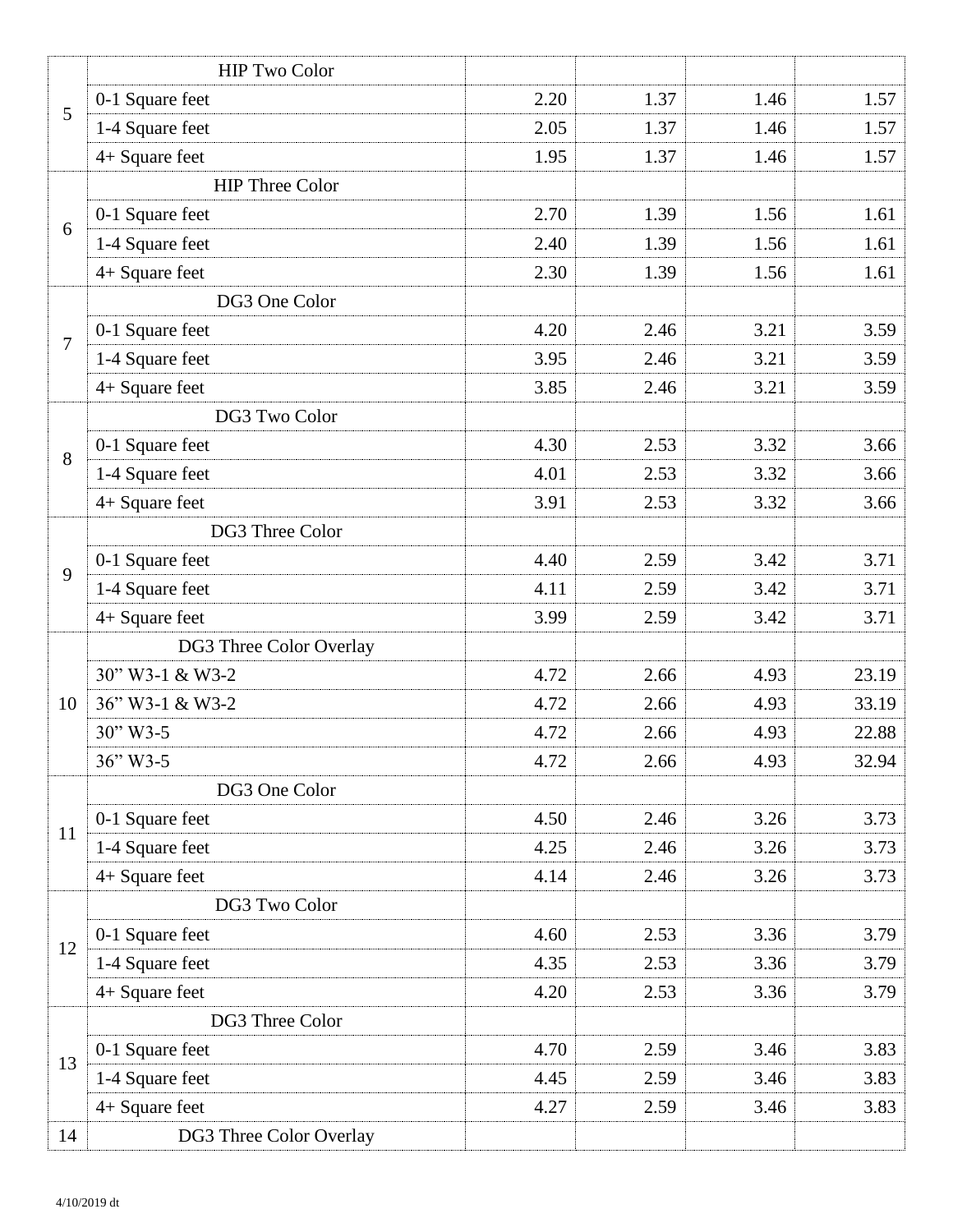| | | | | | |
|---|---|---|---|---|---|
| 5 | HIP Two Color | | | | |
| | 0-1 Square feet | 2.20 | 1.37 | 1.46 | 1.57 |
| | 1-4 Square feet | 2.05 | 1.37 | 1.46 | 1.57 |
| | 4+ Square feet | 1.95 | 1.37 | 1.46 | 1.57 |
| 6 | HIP Three Color | | | | |
| | 0-1 Square feet | 2.70 | 1.39 | 1.56 | 1.61 |
| | 1-4 Square feet | 2.40 | 1.39 | 1.56 | 1.61 |
| | 4+ Square feet | 2.30 | 1.39 | 1.56 | 1.61 |
| 7 | DG3 One Color | | | | |
| | 0-1 Square feet | 4.20 | 2.46 | 3.21 | 3.59 |
| | 1-4 Square feet | 3.95 | 2.46 | 3.21 | 3.59 |
| | 4+ Square feet | 3.85 | 2.46 | 3.21 | 3.59 |
| 8 | DG3 Two Color | | | | |
| | 0-1 Square feet | 4.30 | 2.53 | 3.32 | 3.66 |
| | 1-4 Square feet | 4.01 | 2.53 | 3.32 | 3.66 |
| | 4+ Square feet | 3.91 | 2.53 | 3.32 | 3.66 |
| 9 | DG3 Three Color | | | | |
| | 0-1 Square feet | 4.40 | 2.59 | 3.42 | 3.71 |
| | 1-4 Square feet | 4.11 | 2.59 | 3.42 | 3.71 |
| | 4+ Square feet | 3.99 | 2.59 | 3.42 | 3.71 |
| 10 | DG3 Three Color Overlay | | | | |
| | 30" W3-1 & W3-2 | 4.72 | 2.66 | 4.93 | 23.19 |
| | 36" W3-1 & W3-2 | 4.72 | 2.66 | 4.93 | 33.19 |
| | 30" W3-5 | 4.72 | 2.66 | 4.93 | 22.88 |
| | 36" W3-5 | 4.72 | 2.66 | 4.93 | 32.94 |
| 11 | DG3 One Color | | | | |
| | 0-1 Square feet | 4.50 | 2.46 | 3.26 | 3.73 |
| | 1-4 Square feet | 4.25 | 2.46 | 3.26 | 3.73 |
| | 4+ Square feet | 4.14 | 2.46 | 3.26 | 3.73 |
| 12 | DG3 Two Color | | | | |
| | 0-1 Square feet | 4.60 | 2.53 | 3.36 | 3.79 |
| | 1-4 Square feet | 4.35 | 2.53 | 3.36 | 3.79 |
| | 4+ Square feet | 4.20 | 2.53 | 3.36 | 3.79 |
| 13 | DG3 Three Color | | | | |
| | 0-1 Square feet | 4.70 | 2.59 | 3.46 | 3.83 |
| | 1-4 Square feet | 4.45 | 2.59 | 3.46 | 3.83 |
| | 4+ Square feet | 4.27 | 2.59 | 3.46 | 3.83 |
| 14 | DG3 Three Color Overlay | | | | |

4/10/2019 dt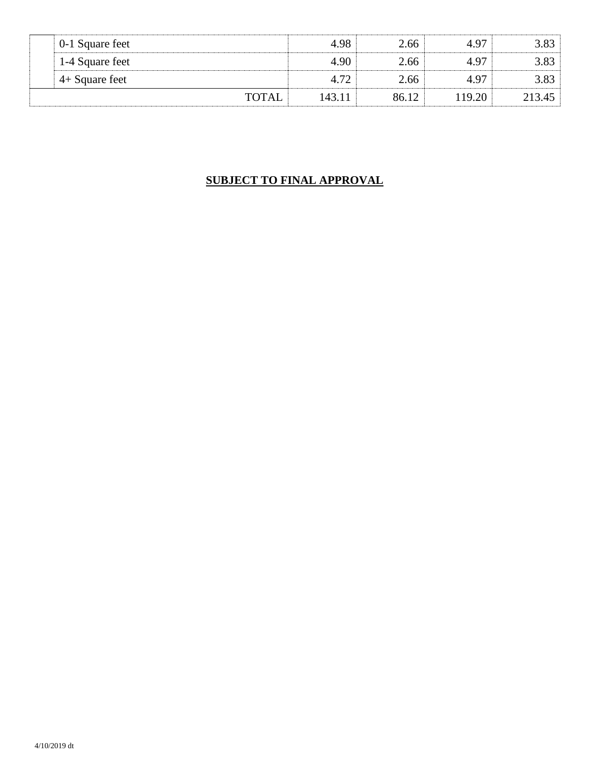| | | | | | |
|---|---|---|---|---|---|
| | 0-1 Square feet | 4.98 | 2.66 | 4.97 | 3.83 |
| | 1-4 Square feet | 4.90 | 2.66 | 4.97 | 3.83 |
| | 4+ Square feet | 4.72 | 2.66 | 4.97 | 3.83 |
| TOTAL | | 143.11 | 86.12 | 119.20 | 213.45 |

**SUBJECT TO FINAL APPROVAL**

4/10/2019 dt